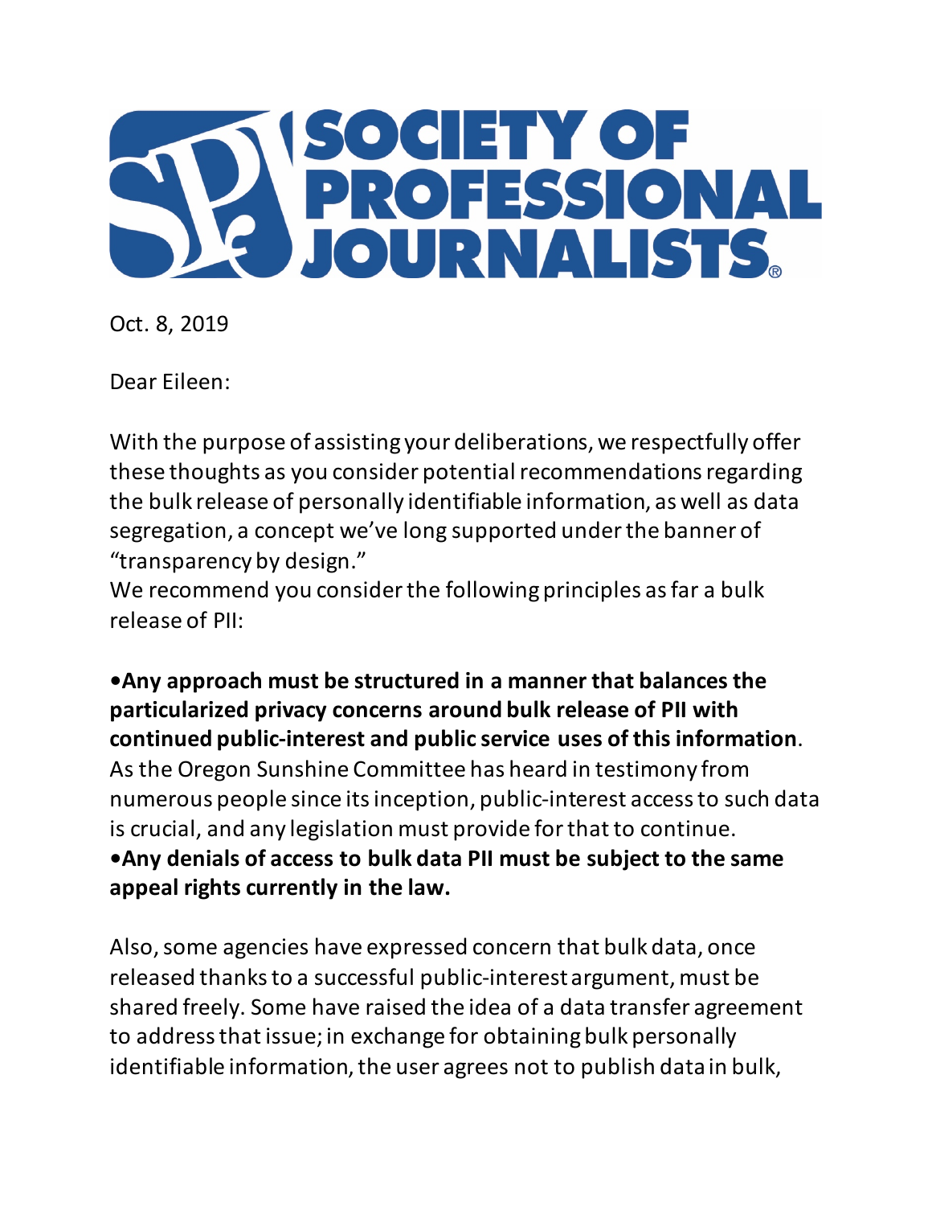# SOCIETY OF PROFESSIONAL JOURNALISTS®

Oct. 8, 2019

Dear Eileen:

With the purpose of assisting your deliberations, we respectfully offer these thoughts as you consider potential recommendations regarding the bulk release of personally identifiable information, as well as data segregation, a concept we've long supported under the banner of "transparency by design."
We recommend you consider the following principles as far a bulk release of PII:

•**Any approach must be structured in a manner that balances the particularized privacy concerns around bulk release of PII with continued public-interest and public service uses of this information**. As the Oregon Sunshine Committee has heard in testimony from numerous people since its inception, public-interest access to such data is crucial, and any legislation must provide for that to continue.
•**Any denials of access to bulk data PII must be subject to the same appeal rights currently in the law.**

Also, some agencies have expressed concern that bulk data, once released thanks to a successful public-interest argument, must be shared freely. Some have raised the idea of a data transfer agreement to address that issue; in exchange for obtaining bulk personally identifiable information, the user agrees not to publish data in bulk,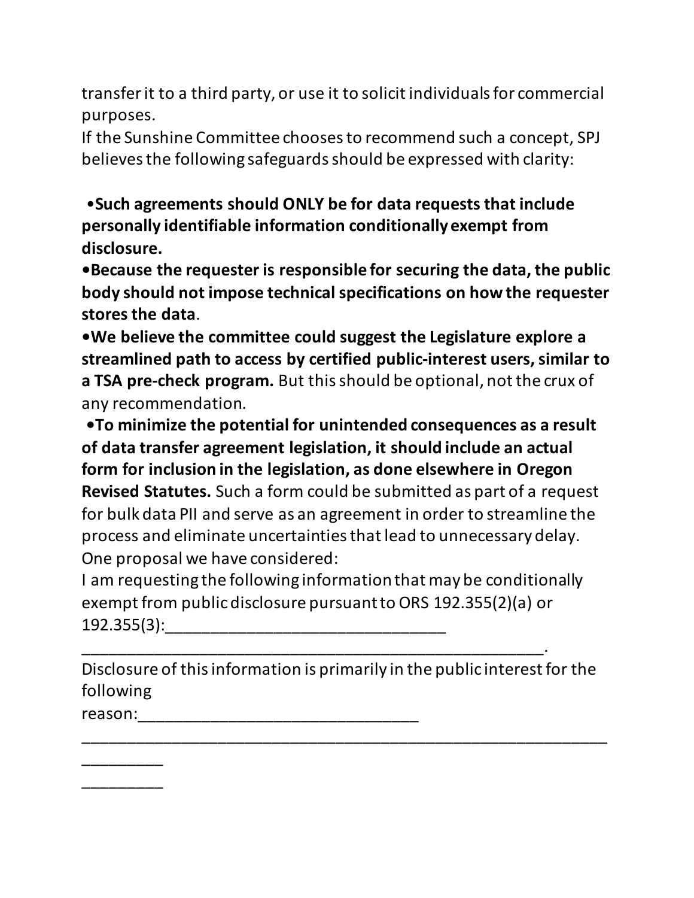transfer it to a third party, or use it to solicit individuals for commercial purposes.

If the Sunshine Committee chooses to recommend such a concept, SPJ believes the following safeguards should be expressed with clarity:

- **Such agreements should ONLY be for data requests that include personally identifiable information conditionally exempt from disclosure.**
- **Because the requester is responsible for securing the data, the public body should not impose technical specifications on how the requester stores the data**.
- **We believe the committee could suggest the Legislature explore a streamlined path to access by certified public-interest users, similar to a TSA pre-check program.** But this should be optional, not the crux of any recommendation.
- **To minimize the potential for unintended consequences as a result of data transfer agreement legislation, it should include an actual form for inclusion in the legislation, as done elsewhere in Oregon Revised Statutes.** Such a form could be submitted as part of a request for bulk data PII and serve as an agreement in order to streamline the process and eliminate uncertainties that lead to unnecessary delay.

One proposal we have considered:

I am requesting the following information that may be conditionally exempt from public disclosure pursuant to ORS 192.355(2)(a) or 192.355(3):______________________________

_____________________________________________________.

Disclosure of this information is primarily in the public interest for the following reason:______________________________

____________________________________________________________

_________

_________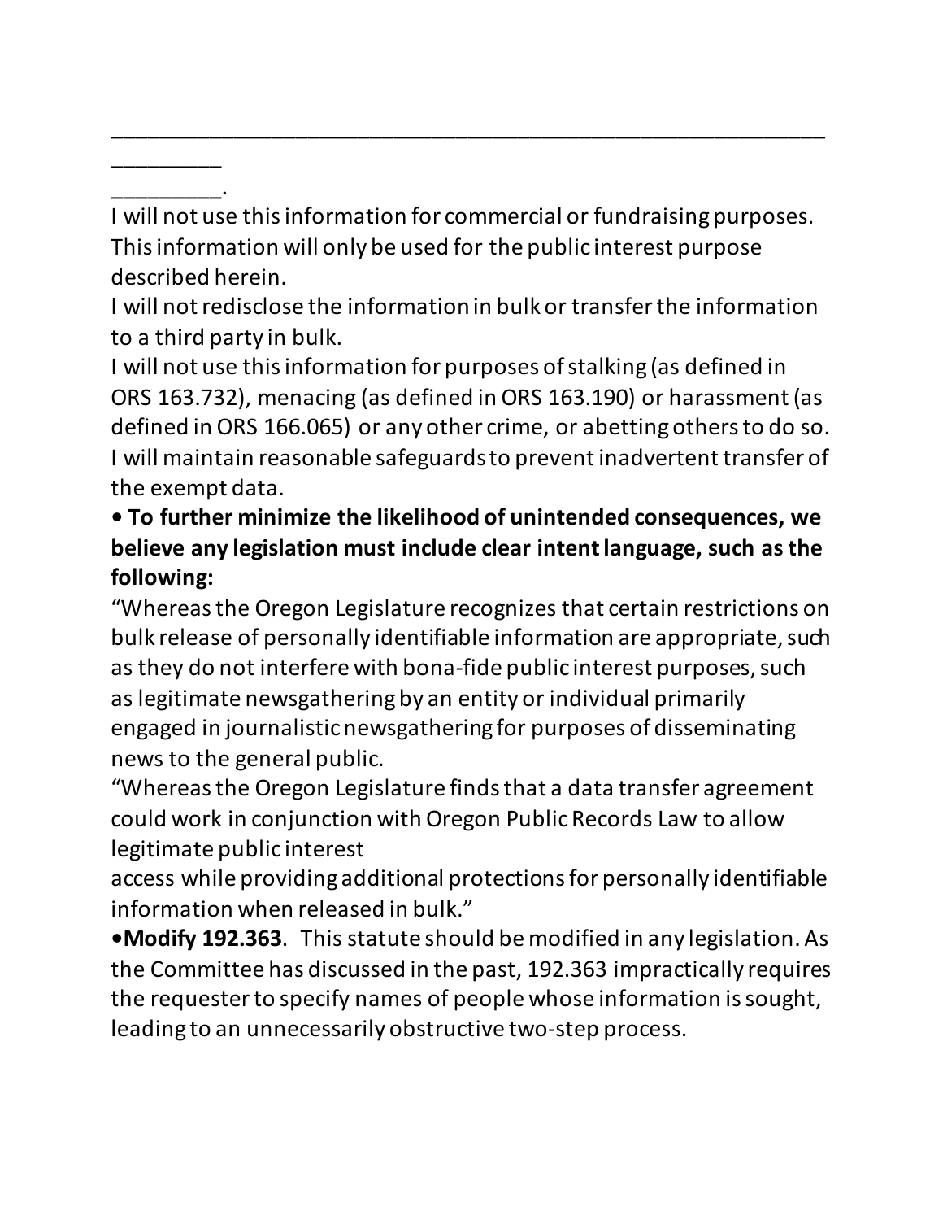\_\_\_\_\_\_\_\_\_\_\_\_\_\_\_\_\_\_\_\_\_\_\_\_\_\_\_\_\_\_\_\_\_\_\_\_\_\_\_\_\_\_\_\_\_\_\_\_\_\_\_\_\_\_\_\_\_\_\_\_\_\_\_\_\_\_\_\_
\_\_\_\_\_\_\_\_\_
\_\_\_\_\_\_\_\_\_.

I will not use this information for commercial or fundraising purposes. This information will only be used for the public interest purpose described herein.

I will not redisclose the information in bulk or transfer the information to a third party in bulk.

I will not use this information for purposes of stalking (as defined in ORS 163.732), menacing (as defined in ORS 163.190) or harassment (as defined in ORS 166.065) or any other crime, or abetting others to do so.

I will maintain reasonable safeguards to prevent inadvertent transfer of the exempt data.

- **To further minimize the likelihood of unintended consequences, we believe any legislation must include clear intent language, such as the following:**

"Whereas the Oregon Legislature recognizes that certain restrictions on bulk release of personally identifiable information are appropriate, such as they do not interfere with bona-fide public interest purposes, such as legitimate newsgathering by an entity or individual primarily engaged in journalistic newsgathering for purposes of disseminating news to the general public.

"Whereas the Oregon Legislature finds that a data transfer agreement could work in conjunction with Oregon Public Records Law to allow legitimate public interest access while providing additional protections for personally identifiable information when released in bulk."

- **Modify 192.363**. This statute should be modified in any legislation. As the Committee has discussed in the past, 192.363 impractically requires the requester to specify names of people whose information is sought, leading to an unnecessarily obstructive two-step process.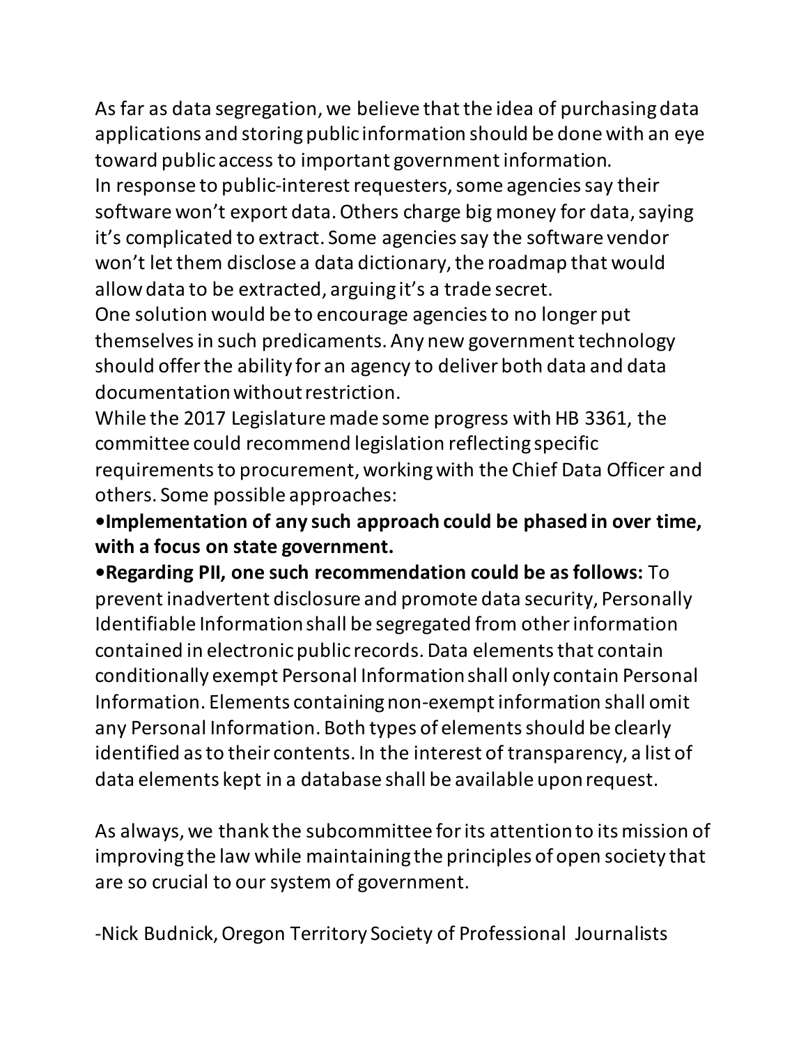As far as data segregation, we believe that the idea of purchasing data applications and storing public information should be done with an eye toward public access to important government information.

In response to public-interest requesters, some agencies say their software won't export data. Others charge big money for data, saying it's complicated to extract. Some agencies say the software vendor won't let them disclose a data dictionary, the roadmap that would allow data to be extracted, arguing it's a trade secret.

One solution would be to encourage agencies to no longer put themselves in such predicaments. Any new government technology should offer the ability for an agency to deliver both data and data documentation without restriction.

While the 2017 Legislature made some progress with HB 3361, the committee could recommend legislation reflecting specific requirements to procurement, working with the Chief Data Officer and others. Some possible approaches:

- **Implementation of any such approach could be phased in over time, with a focus on state government.**
- **Regarding PII, one such recommendation could be as follows:** To prevent inadvertent disclosure and promote data security, Personally Identifiable Information shall be segregated from other information contained in electronic public records. Data elements that contain conditionally exempt Personal Information shall only contain Personal Information. Elements containing non-exempt information shall omit any Personal Information. Both types of elements should be clearly identified as to their contents. In the interest of transparency, a list of data elements kept in a database shall be available upon request.

As always, we thank the subcommittee for its attention to its mission of improving the law while maintaining the principles of open society that are so crucial to our system of government.

-Nick Budnick, Oregon Territory Society of Professional Journalists